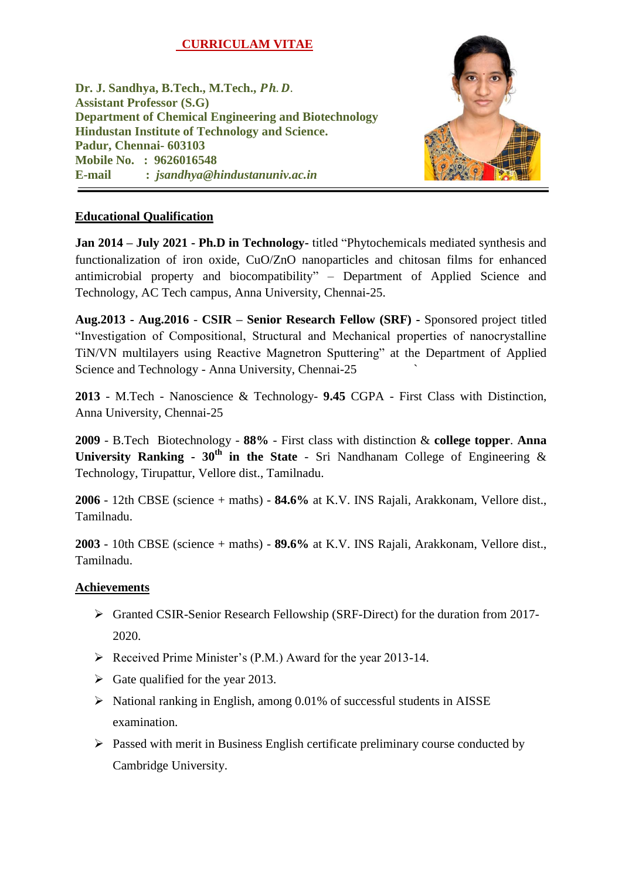# CURRICULAM VITAE

**Dr. J. Sandhya, B.Tech., M.Tech., *Ph. D*.**
**Assistant Professor (S.G)**
**Department of Chemical Engineering and Biotechnology**
**Hindustan Institute of Technology and Science.**
**Padur, Chennai- 603103**
**Mobile No. : 9626016548**
**E-mail : *jsandhya@hindustanuniv.ac.in***

---

## Educational Qualification

**Jan 2014 – July 2021 - Ph.D in Technology-** titled "Phytochemicals mediated synthesis and functionalization of iron oxide, CuO/ZnO nanoparticles and chitosan films for enhanced antimicrobial property and biocompatibility" – Department of Applied Science and Technology, AC Tech campus, Anna University, Chennai-25.

**Aug.2013 - Aug.2016 - CSIR – Senior Research Fellow (SRF) -** Sponsored project titled "Investigation of Compositional, Structural and Mechanical properties of nanocrystalline TiN/VN multilayers using Reactive Magnetron Sputtering" at the Department of Applied Science and Technology - Anna University, Chennai-25

**2013** - M.Tech - Nanoscience & Technology- **9.45** CGPA - First Class with Distinction, Anna University, Chennai-25

**2009** - B.Tech Biotechnology - **88%** - First class with distinction & **college topper**. **Anna University Ranking - 30th in the State** - Sri Nandhanam College of Engineering & Technology, Tirupattur, Vellore dist., Tamilnadu.

**2006** - 12th CBSE (science + maths) - **84.6%** at K.V. INS Rajali, Arakkonam, Vellore dist., Tamilnadu.

**2003** - 10th CBSE (science + maths) - **89.6%** at K.V. INS Rajali, Arakkonam, Vellore dist., Tamilnadu.

## Achievements

- Granted CSIR-Senior Research Fellowship (SRF-Direct) for the duration from 2017-2020.
- Received Prime Minister's (P.M.) Award for the year 2013-14.
- Gate qualified for the year 2013.
- National ranking in English, among 0.01% of successful students in AISSE examination.
- Passed with merit in Business English certificate preliminary course conducted by Cambridge University.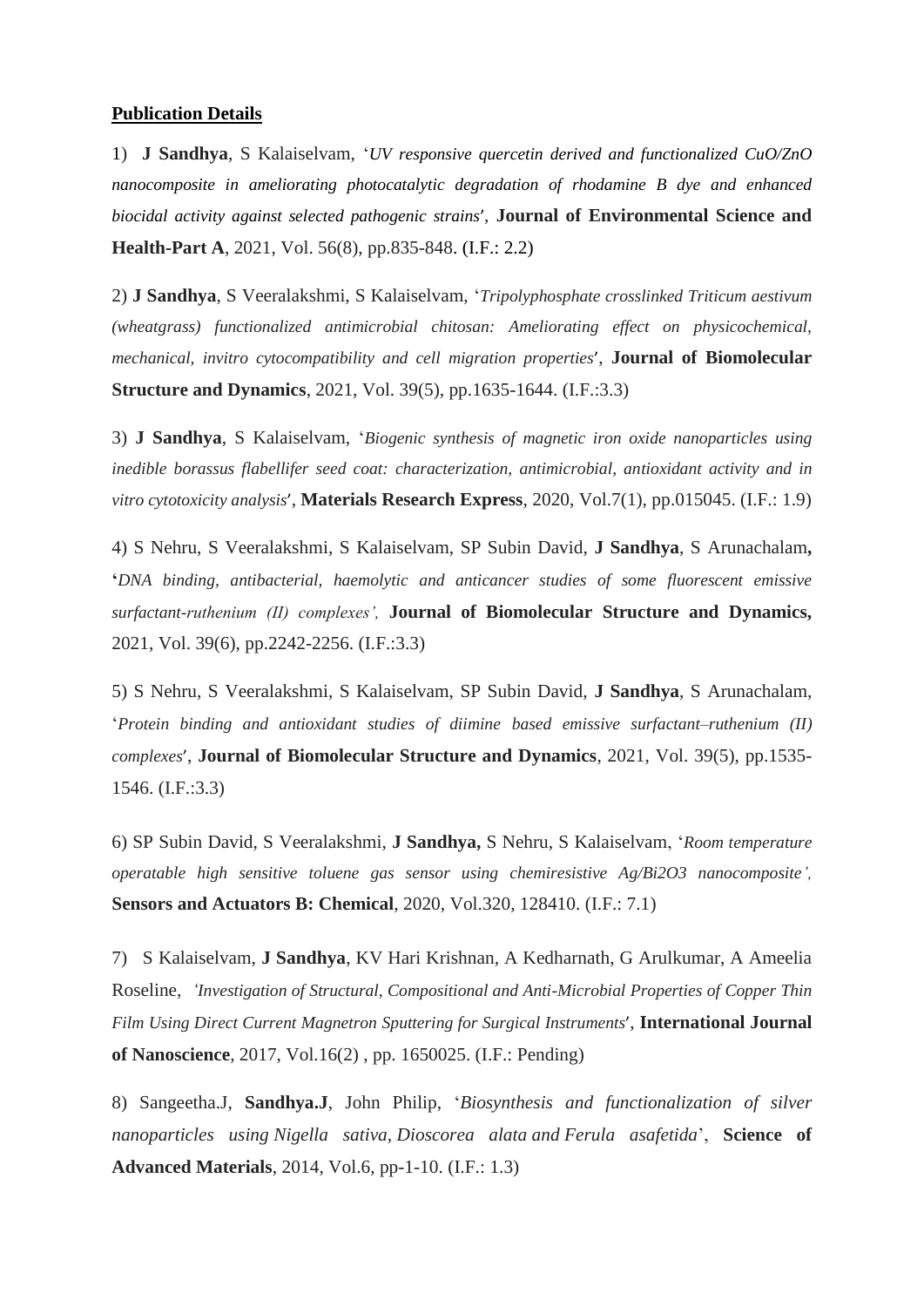**<u>Publication Details</u>**

1) **J Sandhya**, S Kalaiselvam, '*UV responsive quercetin derived and functionalized CuO/ZnO nanocomposite in ameliorating photocatalytic degradation of rhodamine B dye and enhanced biocidal activity against selected pathogenic strains*', **Journal of Environmental Science and Health-Part A**, 2021, Vol. 56(8), pp.835-848. (I.F.: 2.2)

2) **J Sandhya**, S Veeralakshmi, S Kalaiselvam, '*Tripolyphosphate crosslinked Triticum aestivum (wheatgrass) functionalized antimicrobial chitosan: Ameliorating effect on physicochemical, mechanical, invitro cytocompatibility and cell migration properties*', **Journal of Biomolecular Structure and Dynamics**, 2021, Vol. 39(5), pp.1635-1644. (I.F.:3.3)

3) **J Sandhya**, S Kalaiselvam, '*Biogenic synthesis of magnetic iron oxide nanoparticles using inedible borassus flabellifer seed coat: characterization, antimicrobial, antioxidant activity and in vitro cytotoxicity analysis*', **Materials Research Express**, 2020, Vol.7(1), pp.015045. (I.F.: 1.9)

4) S Nehru, S Veeralakshmi, S Kalaiselvam, SP Subin David, **J Sandhya**, S Arunachalam**,** **'***DNA binding, antibacterial, haemolytic and anticancer studies of some fluorescent emissive surfactant-ruthenium (II) complexes',* **Journal of Biomolecular Structure and Dynamics,** 2021, Vol. 39(6), pp.2242-2256. (I.F.:3.3)

5) S Nehru, S Veeralakshmi, S Kalaiselvam, SP Subin David, **J Sandhya**, S Arunachalam, '*Protein binding and antioxidant studies of diimine based emissive surfactant–ruthenium (II) complexes*', **Journal of Biomolecular Structure and Dynamics**, 2021, Vol. 39(5), pp.1535-1546. (I.F.:3.3)

6) SP Subin David, S Veeralakshmi, **J Sandhya,** S Nehru, S Kalaiselvam, '*Room temperature operatable high sensitive toluene gas sensor using chemiresistive Ag/Bi2O3 nanocomposite',* **Sensors and Actuators B: Chemical**, 2020, Vol.320, 128410. (I.F.: 7.1)

7) S Kalaiselvam, **J Sandhya**, KV Hari Krishnan, A Kedharnath, G Arulkumar, A Ameelia Roseline, *'Investigation of Structural, Compositional and Anti-Microbial Properties of Copper Thin Film Using Direct Current Magnetron Sputtering for Surgical Instruments*', **International Journal of Nanoscience**, 2017, Vol.16(2) , pp. 1650025. (I.F.: Pending)

8) Sangeetha.J, **Sandhya.J**, John Philip, '*Biosynthesis and functionalization of silver nanoparticles using Nigella sativa, Dioscorea alata and Ferula asafetida*', **Science of Advanced Materials**, 2014, Vol.6, pp-1-10. (I.F.: 1.3)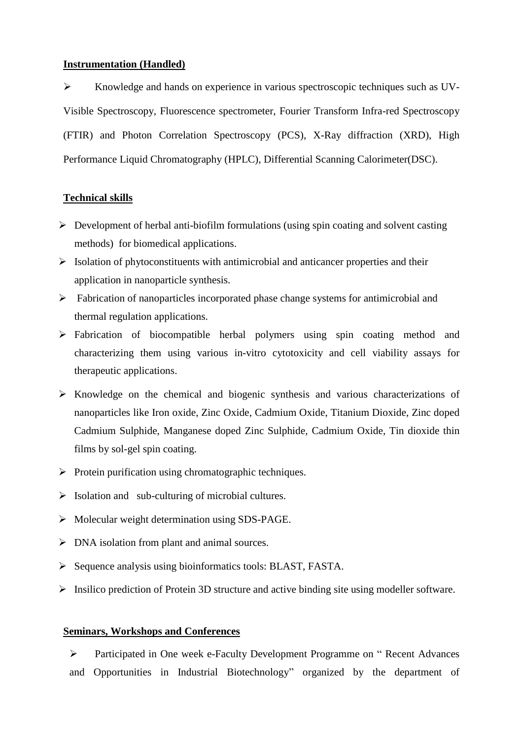**Instrumentation (Handled)**

- Knowledge and hands on experience in various spectroscopic techniques such as UV-Visible Spectroscopy, Fluorescence spectrometer, Fourier Transform Infra-red Spectroscopy (FTIR) and Photon Correlation Spectroscopy (PCS), X-Ray diffraction (XRD), High Performance Liquid Chromatography (HPLC), Differential Scanning Calorimeter(DSC).

**Technical skills**

- Development of herbal anti-biofilm formulations (using spin coating and solvent casting methods) for biomedical applications.
- Isolation of phytoconstituents with antimicrobial and anticancer properties and their application in nanoparticle synthesis.
- Fabrication of nanoparticles incorporated phase change systems for antimicrobial and thermal regulation applications.
- Fabrication of biocompatible herbal polymers using spin coating method and characterizing them using various in-vitro cytotoxicity and cell viability assays for therapeutic applications.
- Knowledge on the chemical and biogenic synthesis and various characterizations of nanoparticles like Iron oxide, Zinc Oxide, Cadmium Oxide, Titanium Dioxide, Zinc doped Cadmium Sulphide, Manganese doped Zinc Sulphide, Cadmium Oxide, Tin dioxide thin films by sol-gel spin coating.
- Protein purification using chromatographic techniques.
- Isolation and sub-culturing of microbial cultures.
- Molecular weight determination using SDS-PAGE.
- DNA isolation from plant and animal sources.
- Sequence analysis using bioinformatics tools: BLAST, FASTA.
- Insilico prediction of Protein 3D structure and active binding site using modeller software.

**Seminars, Workshops and Conferences**

- Participated in One week e-Faculty Development Programme on " Recent Advances and Opportunities in Industrial Biotechnology" organized by the department of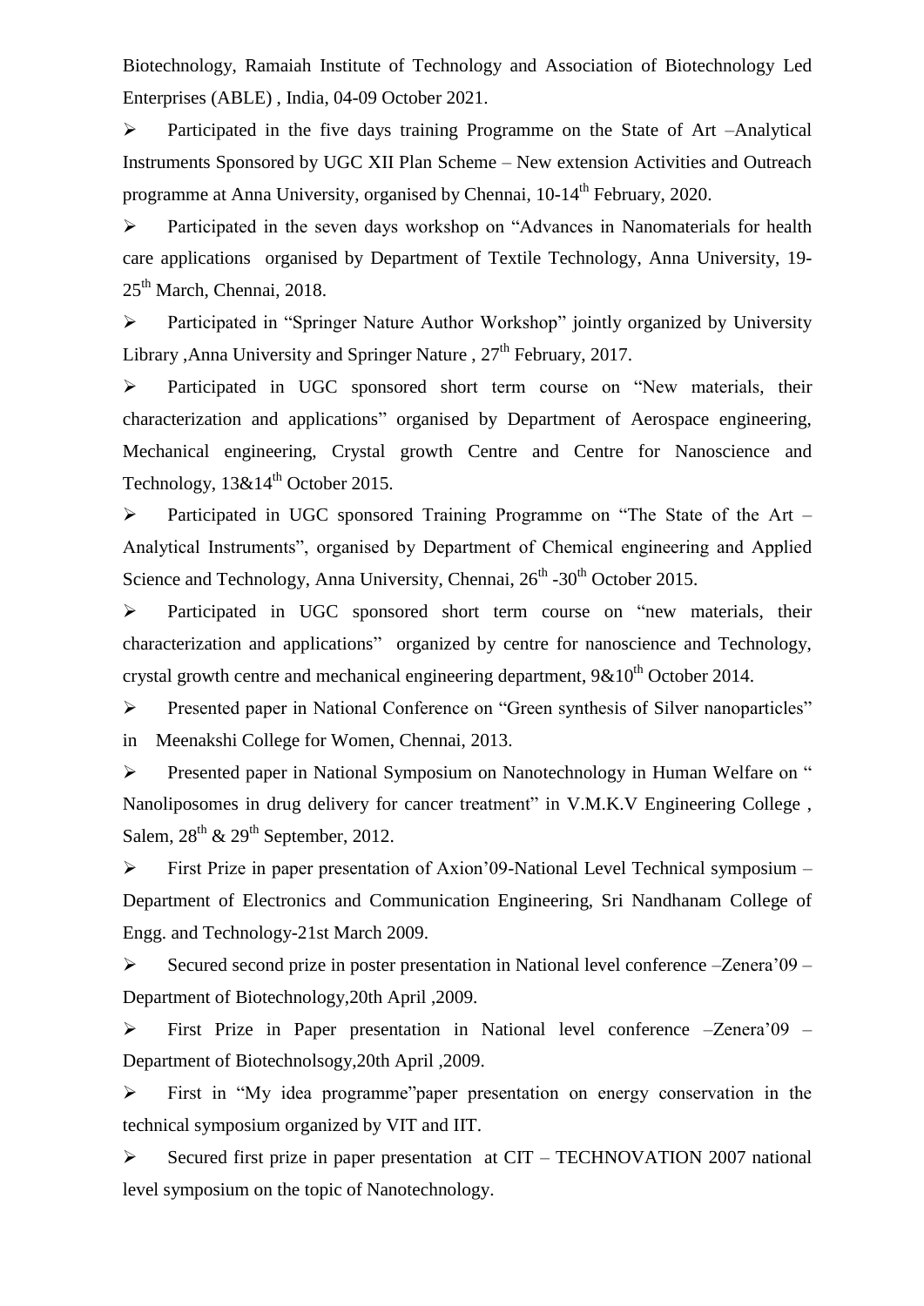Biotechnology, Ramaiah Institute of Technology and Association of Biotechnology Led Enterprises (ABLE) , India, 04-09 October 2021.

- Participated in the five days training Programme on the State of Art –Analytical Instruments Sponsored by UGC XII Plan Scheme – New extension Activities and Outreach programme at Anna University, organised by Chennai, 10-14th February, 2020.
- Participated in the seven days workshop on "Advances in Nanomaterials for health care applications organised by Department of Textile Technology, Anna University, 19-25th March, Chennai, 2018.
- Participated in "Springer Nature Author Workshop" jointly organized by University Library ,Anna University and Springer Nature , 27th February, 2017.
- Participated in UGC sponsored short term course on "New materials, their characterization and applications" organised by Department of Aerospace engineering, Mechanical engineering, Crystal growth Centre and Centre for Nanoscience and Technology, 13&14th October 2015.
- Participated in UGC sponsored Training Programme on "The State of the Art – Analytical Instruments", organised by Department of Chemical engineering and Applied Science and Technology, Anna University, Chennai, 26th -30th October 2015.
- Participated in UGC sponsored short term course on "new materials, their characterization and applications" organized by centre for nanoscience and Technology, crystal growth centre and mechanical engineering department, 9&10th October 2014.
- Presented paper in National Conference on "Green synthesis of Silver nanoparticles" in Meenakshi College for Women, Chennai, 2013.
- Presented paper in National Symposium on Nanotechnology in Human Welfare on " Nanoliposomes in drug delivery for cancer treatment" in V.M.K.V Engineering College , Salem, 28th & 29th September, 2012.
- First Prize in paper presentation of Axion'09-National Level Technical symposium – Department of Electronics and Communication Engineering, Sri Nandhanam College of Engg. and Technology-21st March 2009.
- Secured second prize in poster presentation in National level conference –Zenera'09 – Department of Biotechnology,20th April ,2009.
- First Prize in Paper presentation in National level conference –Zenera'09 – Department of Biotechnolsogy,20th April ,2009.
- First in "My idea programme"paper presentation on energy conservation in the technical symposium organized by VIT and IIT.
- Secured first prize in paper presentation at CIT – TECHNOVATION 2007 national level symposium on the topic of Nanotechnology.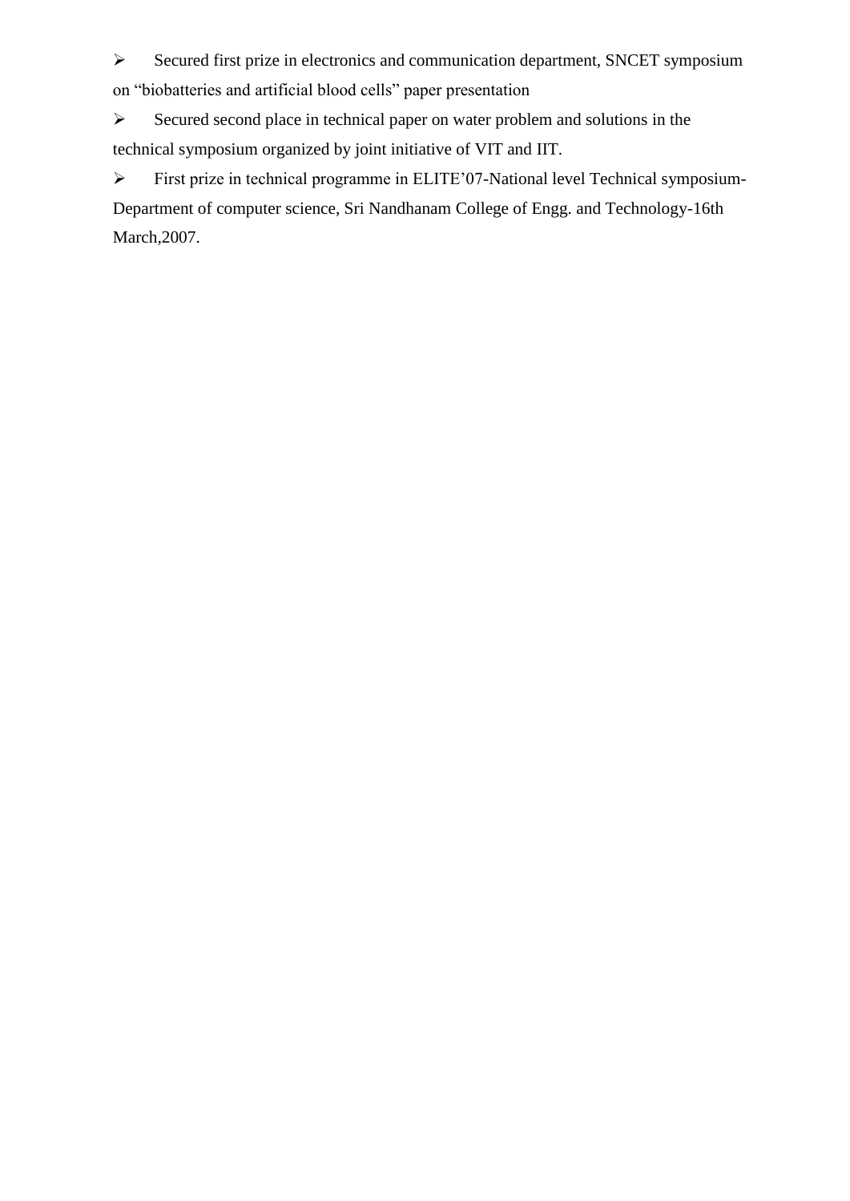- Secured first prize in electronics and communication department, SNCET symposium on “biobatteries and artificial blood cells” paper presentation
- Secured second place in technical paper on water problem and solutions in the technical symposium organized by joint initiative of VIT and IIT.
- First prize in technical programme in ELITE’07-National level Technical symposium-Department of computer science, Sri Nandhanam College of Engg. and Technology-16th March,2007.